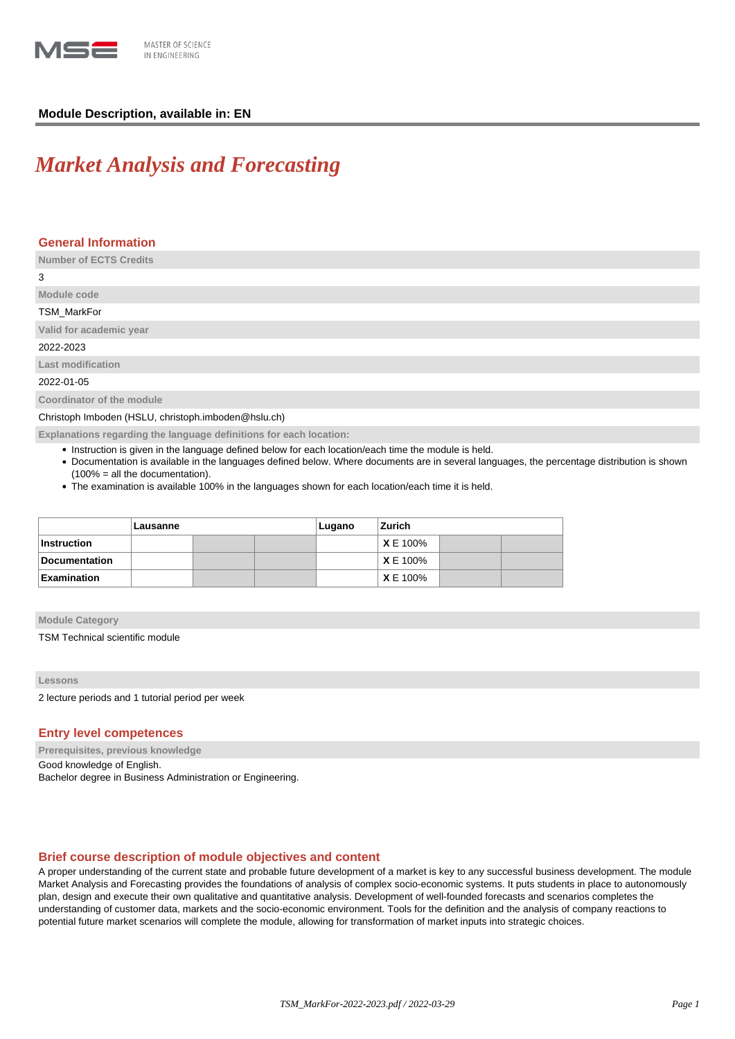**Module Description, available in: EN**

# *Market Analysis and Forecasting*

## General Information

**Number of ECTS Credits**

3

**Module code**

TSM_MarkFor

**Valid for academic year**

2022-2023

**Last modification**

2022-01-05

**Coordinator of the module**

Christoph Imboden (HSLU, christoph.imboden@hslu.ch)

**Explanations regarding the language definitions for each location:**

- Instruction is given in the language defined below for each location/each time the module is held.
- Documentation is available in the languages defined below. Where documents are in several languages, the percentage distribution is shown (100% = all the documentation).
- The examination is available 100% in the languages shown for each location/each time it is held.

| | Lausanne | | | Lugano | Zurich | | |
|---|---|---|---|---|---|---|---|
| **Instruction** | | | | | **X** E 100% | | |
| **Documentation** | | | | | **X** E 100% | | |
| **Examination** | | | | | **X** E 100% | | |

**Module Category**

TSM Technical scientific module

**Lessons**

2 lecture periods and 1 tutorial period per week

## Entry level competences

**Prerequisites, previous knowledge**

Good knowledge of English.
Bachelor degree in Business Administration or Engineering.

## Brief course description of module objectives and content

A proper understanding of the current state and probable future development of a market is key to any successful business development. The module Market Analysis and Forecasting provides the foundations of analysis of complex socio-economic systems. It puts students in place to autonomously plan, design and execute their own qualitative and quantitative analysis. Development of well-founded forecasts and scenarios completes the understanding of customer data, markets and the socio-economic environment. Tools for the definition and the analysis of company reactions to potential future market scenarios will complete the module, allowing for transformation of market inputs into strategic choices.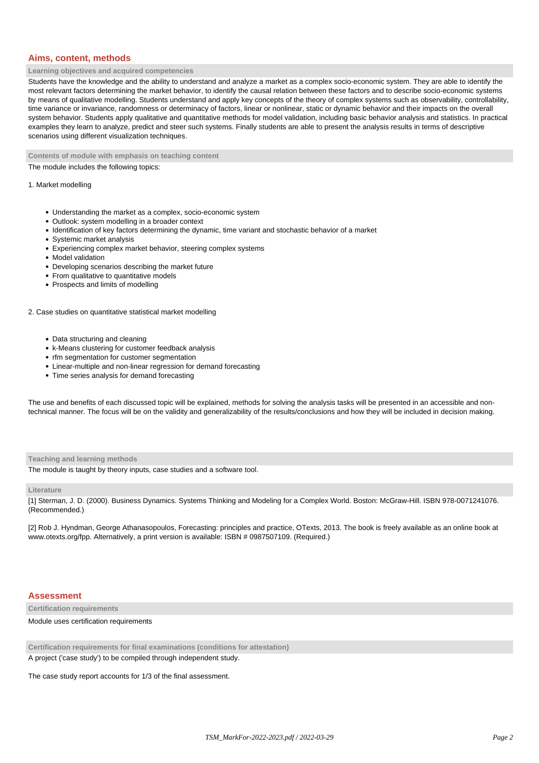## Aims, content, methods

### Learning objectives and acquired competencies

Students have the knowledge and the ability to understand and analyze a market as a complex socio-economic system. They are able to identify the most relevant factors determining the market behavior, to identify the causal relation between these factors and to describe socio-economic systems by means of qualitative modelling. Students understand and apply key concepts of the theory of complex systems such as observability, controllability, time variance or invariance, randomness or determinacy of factors, linear or nonlinear, static or dynamic behavior and their impacts on the overall system behavior. Students apply qualitative and quantitative methods for model validation, including basic behavior analysis and statistics. In practical examples they learn to analyze, predict and steer such systems. Finally students are able to present the analysis results in terms of descriptive scenarios using different visualization techniques.

### Contents of module with emphasis on teaching content

The module includes the following topics:

1. Market modelling

- Understanding the market as a complex, socio-economic system
- Outlook: system modelling in a broader context
- Identification of key factors determining the dynamic, time variant and stochastic behavior of a market
- Systemic market analysis
- Experiencing complex market behavior, steering complex systems
- Model validation
- Developing scenarios describing the market future
- From qualitative to quantitative models
- Prospects and limits of modelling

2. Case studies on quantitative statistical market modelling

- Data structuring and cleaning
- k-Means clustering for customer feedback analysis
- rfm segmentation for customer segmentation
- Linear-multiple and non-linear regression for demand forecasting
- Time series analysis for demand forecasting

The use and benefits of each discussed topic will be explained, methods for solving the analysis tasks will be presented in an accessible and non-technical manner. The focus will be on the validity and generalizability of the results/conclusions and how they will be included in decision making.

### Teaching and learning methods

The module is taught by theory inputs, case studies and a software tool.

### Literature

[1] Sterman, J. D. (2000). Business Dynamics. Systems Thinking and Modeling for a Complex World. Boston: McGraw-Hill. ISBN 978-0071241076. (Recommended.)

[2] Rob J. Hyndman, George Athanasopoulos, Forecasting: principles and practice, OTexts, 2013. The book is freely available as an online book at www.otexts.org/fpp. Alternatively, a print version is available: ISBN # 0987507109. (Required.)

## Assessment

### Certification requirements

Module uses certification requirements

### Certification requirements for final examinations (conditions for attestation)

A project ('case study') to be compiled through independent study.

The case study report accounts for 1/3 of the final assessment.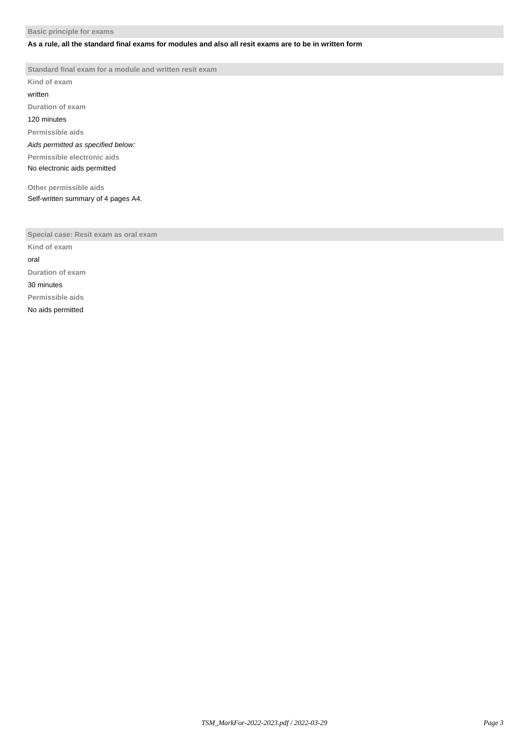## Basic principle for exams

**As a rule, all the standard final exams for modules and also all resit exams are to be in written form**

## Standard final exam for a module and written resit exam

**Kind of exam**

written

**Duration of exam**

120 minutes

**Permissible aids**

*Aids permitted as specified below:*

**Permissible electronic aids**

No electronic aids permitted

**Other permissible aids**

Self-written summary of 4 pages A4.

## Special case: Resit exam as oral exam

**Kind of exam**

oral

**Duration of exam**

30 minutes

**Permissible aids**

No aids permitted